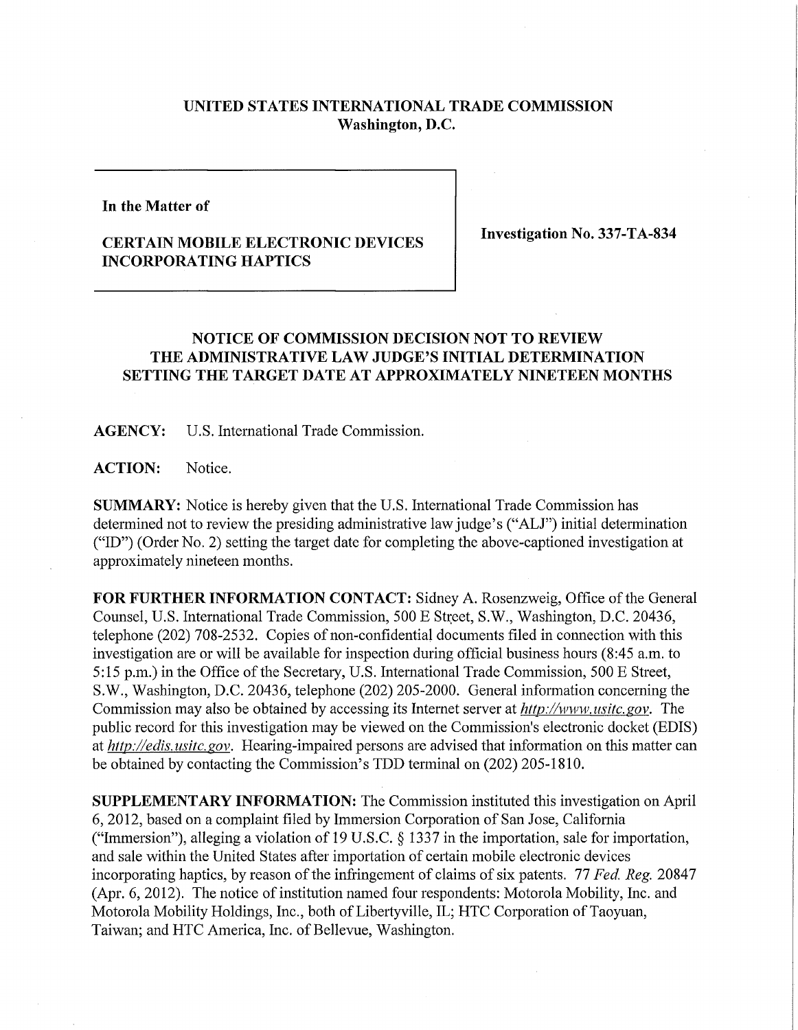**UNITED STATES INTERNATIONAL TRADE COMMISSION**
**Washington, D.C.**

| | |
|---|---|
| **In the Matter of**<br><br>**CERTAIN MOBILE ELECTRONIC DEVICES INCORPORATING HAPTICS** | **Investigation No. 337-TA-834** |

## NOTICE OF COMMISSION DECISION NOT TO REVIEW THE ADMINISTRATIVE LAW JUDGE'S INITIAL DETERMINATION SETTING THE TARGET DATE AT APPROXIMATELY NINETEEN MONTHS

**AGENCY:** U.S. International Trade Commission.

**ACTION:** Notice.

**SUMMARY:** Notice is hereby given that the U.S. International Trade Commission has determined not to review the presiding administrative law judge's ("ALJ") initial determination ("ID") (Order No. 2) setting the target date for completing the above-captioned investigation at approximately nineteen months.

**FOR FURTHER INFORMATION CONTACT:** Sidney A. Rosenzweig, Office of the General Counsel, U.S. International Trade Commission, 500 E Street, S.W., Washington, D.C. 20436, telephone (202) 708-2532. Copies of non-confidential documents filed in connection with this investigation are or will be available for inspection during official business hours (8:45 a.m. to 5:15 p.m.) in the Office of the Secretary, U.S. International Trade Commission, 500 E Street, S.W., Washington, D.C. 20436, telephone (202) 205-2000. General information concerning the Commission may also be obtained by accessing its Internet server at *http://www.usitc.gov*. The public record for this investigation may be viewed on the Commission's electronic docket (EDIS) at *http://edis.usitc.gov*. Hearing-impaired persons are advised that information on this matter can be obtained by contacting the Commission's TDD terminal on (202) 205-1810.

**SUPPLEMENTARY INFORMATION:** The Commission instituted this investigation on April 6, 2012, based on a complaint filed by Immersion Corporation of San Jose, California ("Immersion"), alleging a violation of 19 U.S.C. § 1337 in the importation, sale for importation, and sale within the United States after importation of certain mobile electronic devices incorporating haptics, by reason of the infringement of claims of six patents. 77 *Fed. Reg.* 20847 (Apr. 6, 2012). The notice of institution named four respondents: Motorola Mobility, Inc. and Motorola Mobility Holdings, Inc., both of Libertyville, IL; HTC Corporation of Taoyuan, Taiwan; and HTC America, Inc. of Bellevue, Washington.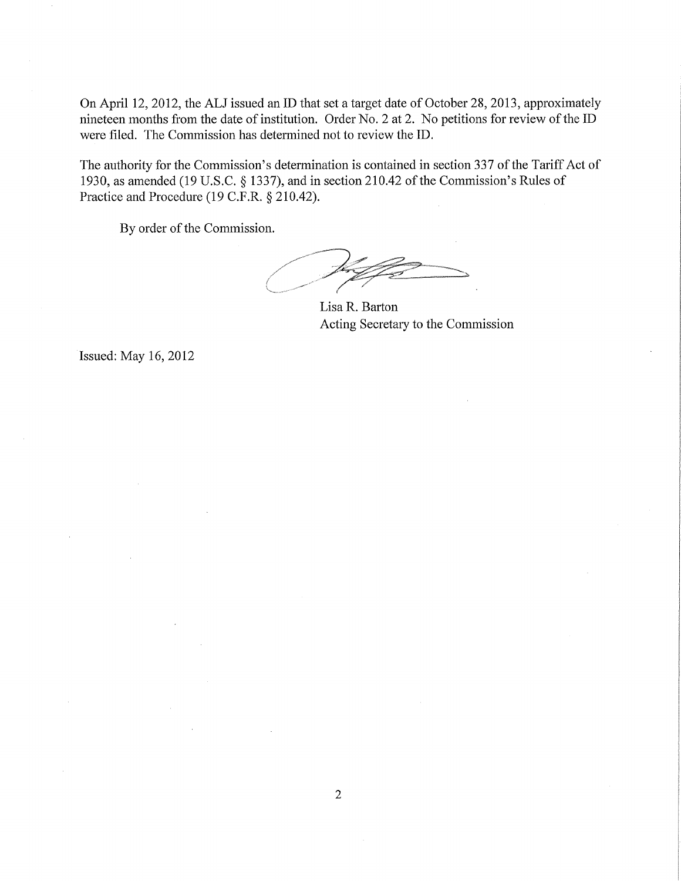On April 12, 2012, the ALJ issued an ID that set a target date of October 28, 2013, approximately nineteen months from the date of institution. Order No. 2 at 2. No petitions for review of the ID were filed. The Commission has determined not to review the ID.

The authority for the Commission's determination is contained in section 337 of the Tariff Act of 1930, as amended (19 U.S.C. § 1337), and in section 210.42 of the Commission's Rules of Practice and Procedure (19 C.F.R. § 210.42).

By order of the Commission.

Lisa R. Barton
Acting Secretary to the Commission

Issued: May 16, 2012